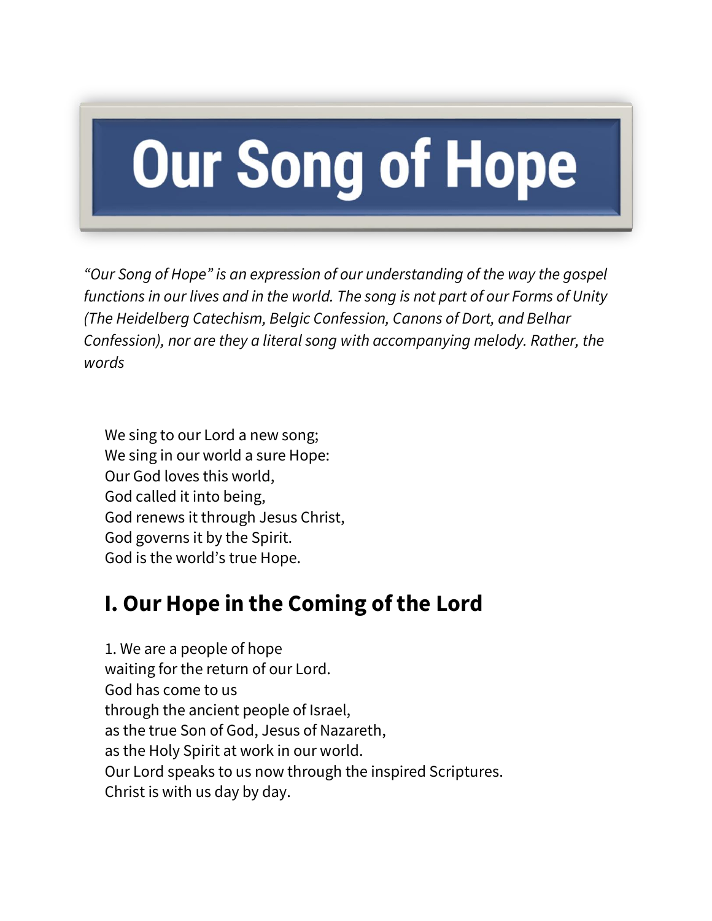# Our Song of Hope

*"Our Song of Hope" is an expression of our understanding of the way the gospel functions in our lives and in the world. The song is not part of our Forms of Unity (The Heidelberg Catechism, Belgic Confession, Canons of Dort, and Belhar Confession), nor are they a literal song with accompanying melody. Rather, the words*

We sing to our Lord a new song;
We sing in our world a sure Hope:
Our God loves this world,
God called it into being,
God renews it through Jesus Christ,
God governs it by the Spirit.
God is the world's true Hope.

## I. Our Hope in the Coming of the Lord

1. We are a people of hope
waiting for the return of our Lord.
God has come to us
through the ancient people of Israel,
as the true Son of God, Jesus of Nazareth,
as the Holy Spirit at work in our world.
Our Lord speaks to us now through the inspired Scriptures.
Christ is with us day by day.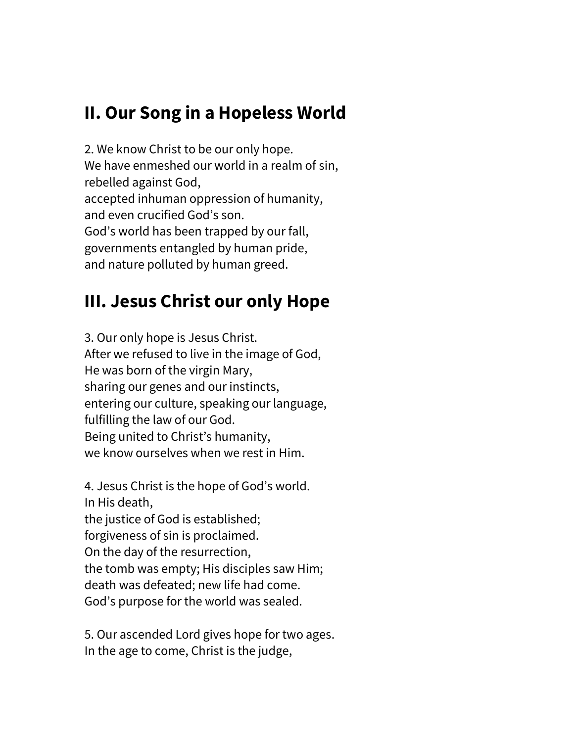## II. Our Song in a Hopeless World

2. We know Christ to be our only hope.
We have enmeshed our world in a realm of sin,
rebelled against God,
accepted inhuman oppression of humanity,
and even crucified God's son.
God's world has been trapped by our fall,
governments entangled by human pride,
and nature polluted by human greed.

## III. Jesus Christ our only Hope

3. Our only hope is Jesus Christ.
After we refused to live in the image of God,
He was born of the virgin Mary,
sharing our genes and our instincts,
entering our culture, speaking our language,
fulfilling the law of our God.
Being united to Christ's humanity,
we know ourselves when we rest in Him.

4. Jesus Christ is the hope of God's world.
In His death,
the justice of God is established;
forgiveness of sin is proclaimed.
On the day of the resurrection,
the tomb was empty; His disciples saw Him;
death was defeated; new life had come.
God's purpose for the world was sealed.

5. Our ascended Lord gives hope for two ages.
In the age to come, Christ is the judge,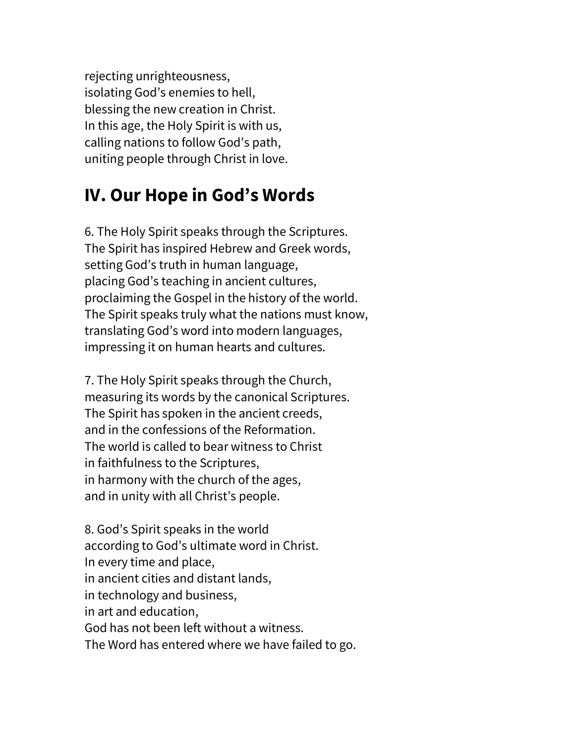rejecting unrighteousness,
isolating God's enemies to hell,
blessing the new creation in Christ.
In this age, the Holy Spirit is with us,
calling nations to follow God's path,
uniting people through Christ in love.

## IV. Our Hope in God's Words

6. The Holy Spirit speaks through the Scriptures.
The Spirit has inspired Hebrew and Greek words,
setting God's truth in human language,
placing God's teaching in ancient cultures,
proclaiming the Gospel in the history of the world.
The Spirit speaks truly what the nations must know,
translating God's word into modern languages,
impressing it on human hearts and cultures.

7. The Holy Spirit speaks through the Church,
measuring its words by the canonical Scriptures.
The Spirit has spoken in the ancient creeds,
and in the confessions of the Reformation.
The world is called to bear witness to Christ
in faithfulness to the Scriptures,
in harmony with the church of the ages,
and in unity with all Christ's people.

8. God's Spirit speaks in the world
according to God's ultimate word in Christ.
In every time and place,
in ancient cities and distant lands,
in technology and business,
in art and education,
God has not been left without a witness.
The Word has entered where we have failed to go.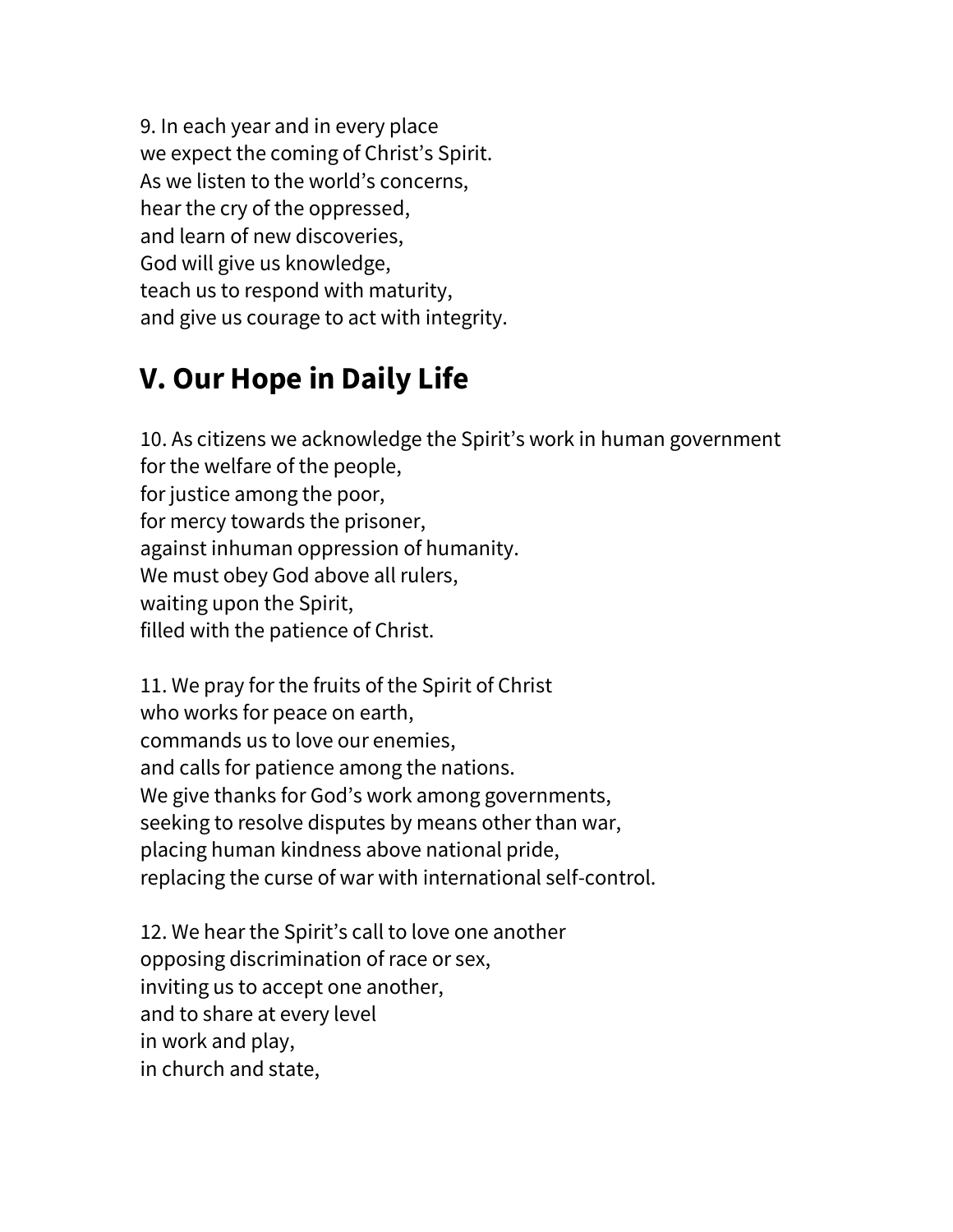9. In each year and in every place
we expect the coming of Christ's Spirit.
As we listen to the world's concerns,
hear the cry of the oppressed,
and learn of new discoveries,
God will give us knowledge,
teach us to respond with maturity,
and give us courage to act with integrity.

## V. Our Hope in Daily Life

10. As citizens we acknowledge the Spirit's work in human government
for the welfare of the people,
for justice among the poor,
for mercy towards the prisoner,
against inhuman oppression of humanity.
We must obey God above all rulers,
waiting upon the Spirit,
filled with the patience of Christ.

11. We pray for the fruits of the Spirit of Christ
who works for peace on earth,
commands us to love our enemies,
and calls for patience among the nations.
We give thanks for God's work among governments,
seeking to resolve disputes by means other than war,
placing human kindness above national pride,
replacing the curse of war with international self-control.

12. We hear the Spirit's call to love one another
opposing discrimination of race or sex,
inviting us to accept one another,
and to share at every level
in work and play,
in church and state,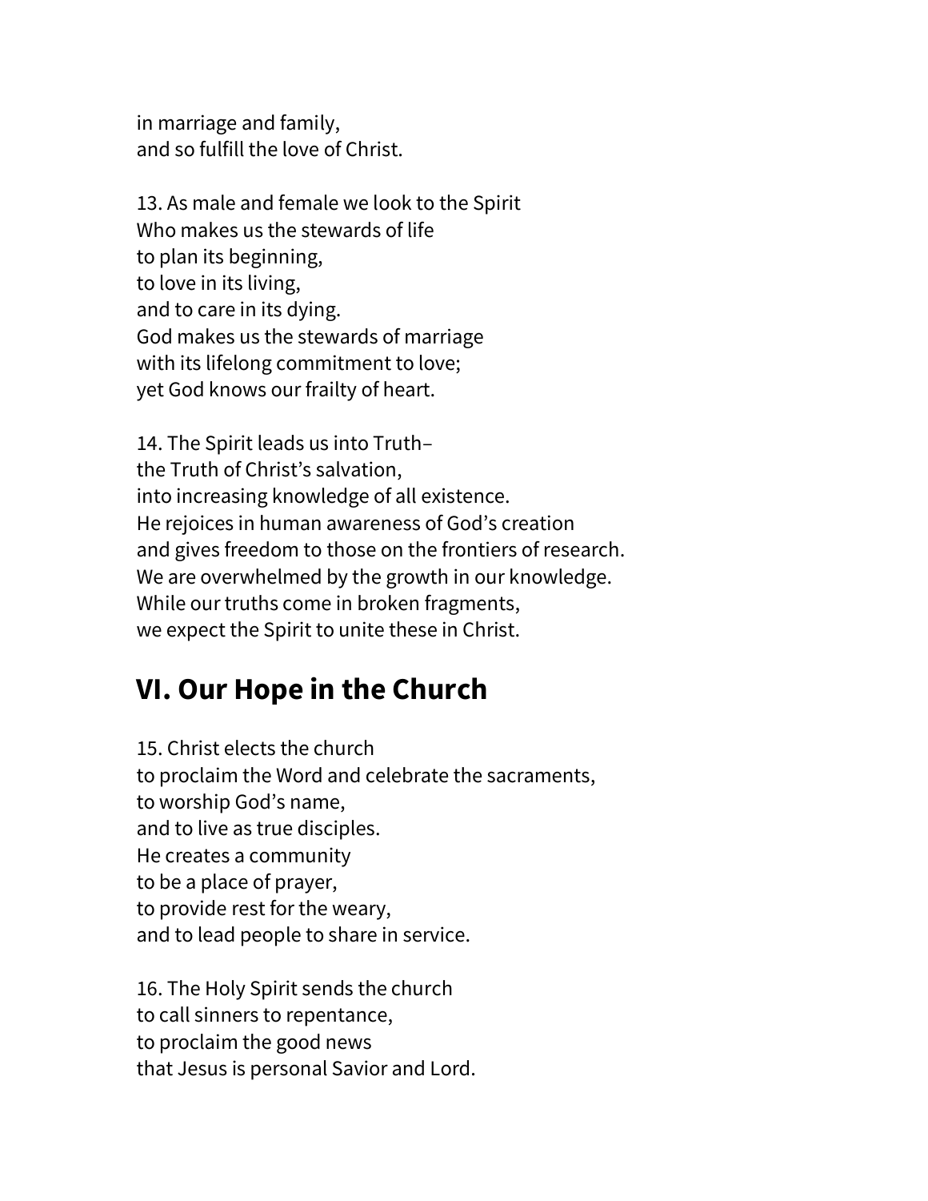in marriage and family,
and so fulfill the love of Christ.

13. As male and female we look to the Spirit
Who makes us the stewards of life
to plan its beginning,
to love in its living,
and to care in its dying.
God makes us the stewards of marriage
with its lifelong commitment to love;
yet God knows our frailty of heart.

14. The Spirit leads us into Truth–
the Truth of Christ's salvation,
into increasing knowledge of all existence.
He rejoices in human awareness of God's creation
and gives freedom to those on the frontiers of research.
We are overwhelmed by the growth in our knowledge.
While our truths come in broken fragments,
we expect the Spirit to unite these in Christ.

## VI. Our Hope in the Church

15. Christ elects the church
to proclaim the Word and celebrate the sacraments,
to worship God's name,
and to live as true disciples.
He creates a community
to be a place of prayer,
to provide rest for the weary,
and to lead people to share in service.

16. The Holy Spirit sends the church
to call sinners to repentance,
to proclaim the good news
that Jesus is personal Savior and Lord.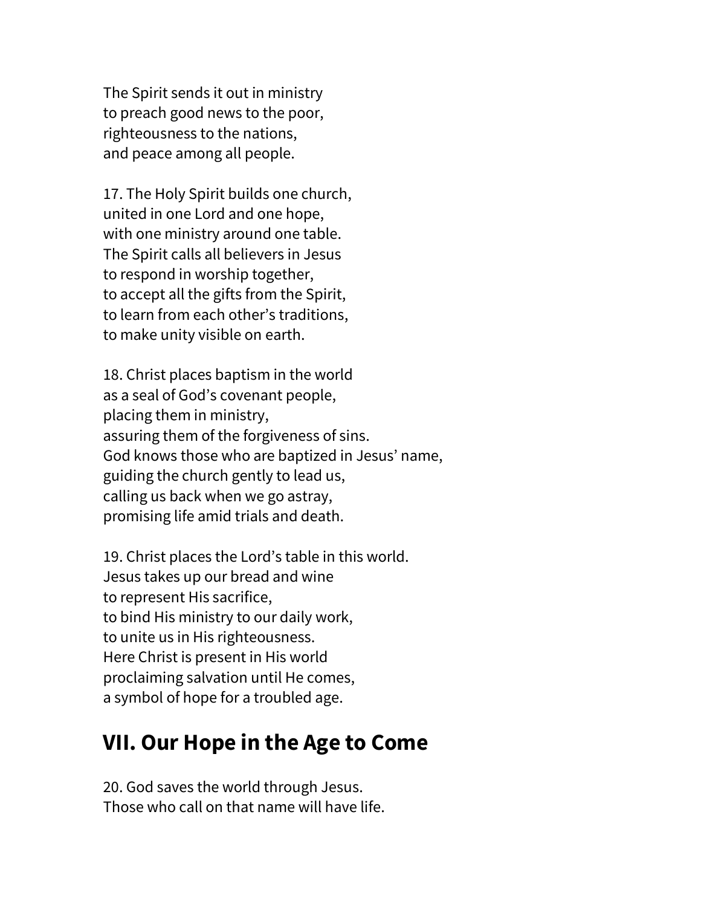The Spirit sends it out in ministry
to preach good news to the poor,
righteousness to the nations,
and peace among all people.

17. The Holy Spirit builds one church,
united in one Lord and one hope,
with one ministry around one table.
The Spirit calls all believers in Jesus
to respond in worship together,
to accept all the gifts from the Spirit,
to learn from each other's traditions,
to make unity visible on earth.

18. Christ places baptism in the world
as a seal of God's covenant people,
placing them in ministry,
assuring them of the forgiveness of sins.
God knows those who are baptized in Jesus' name,
guiding the church gently to lead us,
calling us back when we go astray,
promising life amid trials and death.

19. Christ places the Lord's table in this world.
Jesus takes up our bread and wine
to represent His sacrifice,
to bind His ministry to our daily work,
to unite us in His righteousness.
Here Christ is present in His world
proclaiming salvation until He comes,
a symbol of hope for a troubled age.

## VII. Our Hope in the Age to Come

20. God saves the world through Jesus.
Those who call on that name will have life.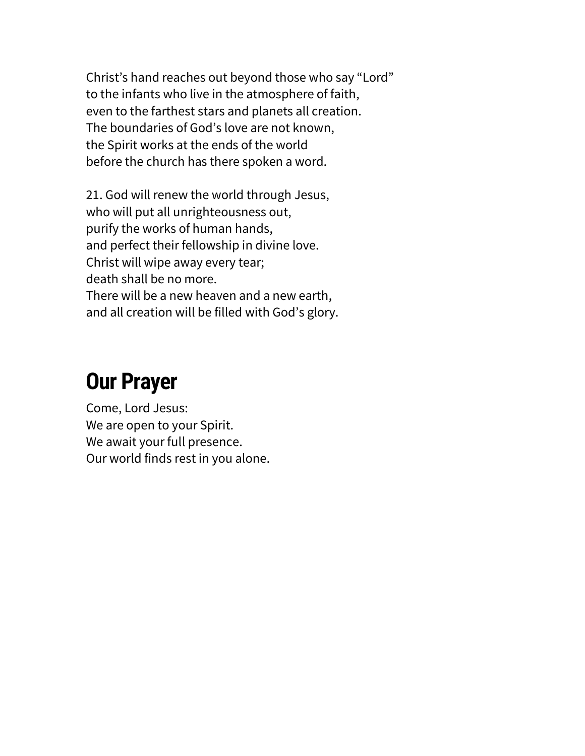Christ's hand reaches out beyond those who say "Lord"
to the infants who live in the atmosphere of faith,
even to the farthest stars and planets all creation.
The boundaries of God's love are not known,
the Spirit works at the ends of the world
before the church has there spoken a word.

21. God will renew the world through Jesus,
who will put all unrighteousness out,
purify the works of human hands,
and perfect their fellowship in divine love.
Christ will wipe away every tear;
death shall be no more.
There will be a new heaven and a new earth,
and all creation will be filled with God's glory.

## Our Prayer

Come, Lord Jesus:
We are open to your Spirit.
We await your full presence.
Our world finds rest in you alone.